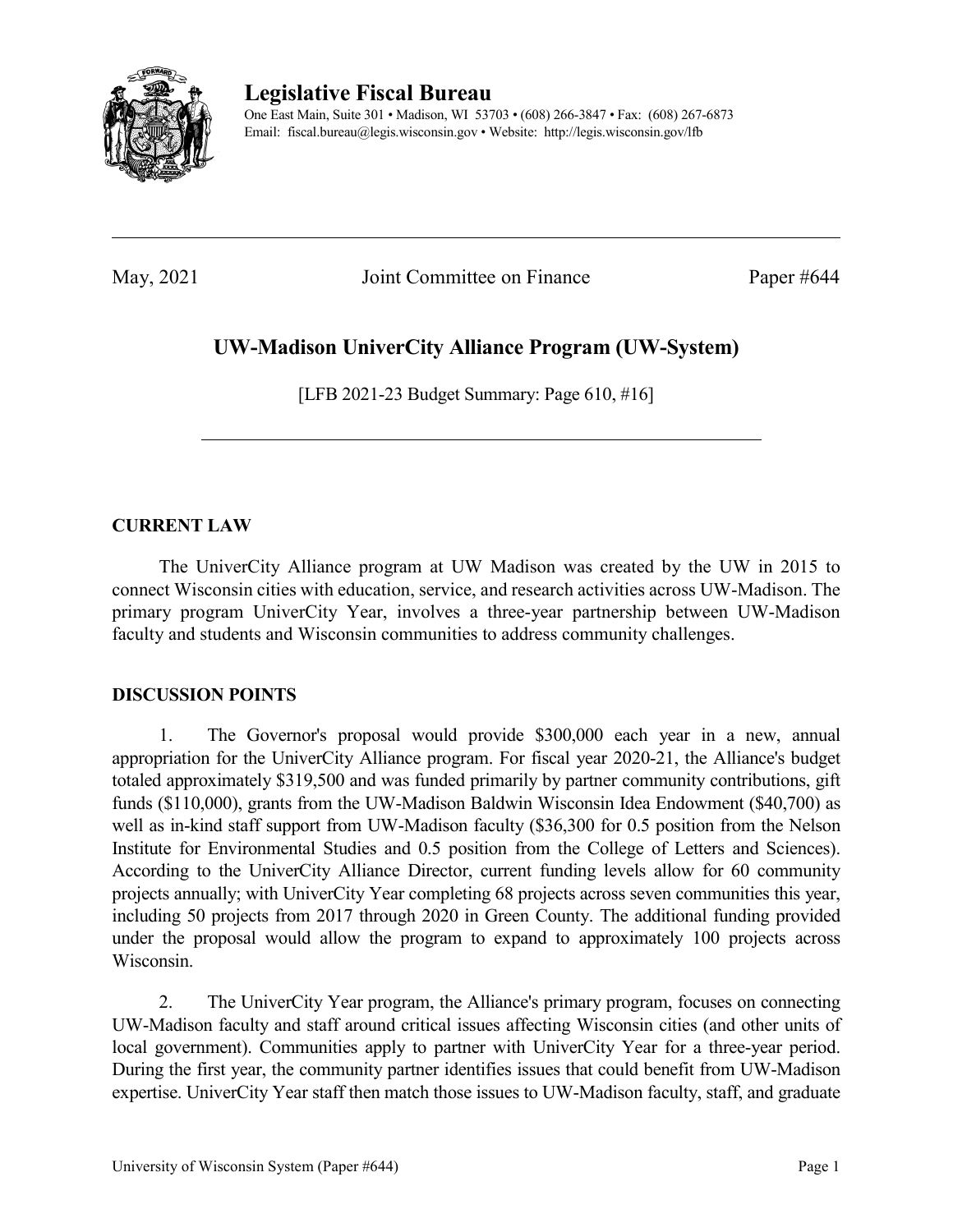# Legislative Fiscal Bureau

One East Main, Suite 301 • Madison, WI 53703 • (608) 266-3847 • Fax: (608) 267-6873
Email: fiscal.bureau@legis.wisconsin.gov • Website: http://legis.wisconsin.gov/lfb

---

May, 2021 Joint Committee on Finance Paper #644

## UW-Madison UniverCity Alliance Program (UW-System)

[LFB 2021-23 Budget Summary: Page 610, #16]

---

### CURRENT LAW

The UniverCity Alliance program at UW Madison was created by the UW in 2015 to connect Wisconsin cities with education, service, and research activities across UW-Madison. The primary program UniverCity Year, involves a three-year partnership between UW-Madison faculty and students and Wisconsin communities to address community challenges.

### DISCUSSION POINTS

1. The Governor's proposal would provide $300,000 each year in a new, annual appropriation for the UniverCity Alliance program. For fiscal year 2020-21, the Alliance's budget totaled approximately $319,500 and was funded primarily by partner community contributions, gift funds ($110,000), grants from the UW-Madison Baldwin Wisconsin Idea Endowment ($40,700) as well as in-kind staff support from UW-Madison faculty ($36,300 for 0.5 position from the Nelson Institute for Environmental Studies and 0.5 position from the College of Letters and Sciences). According to the UniverCity Alliance Director, current funding levels allow for 60 community projects annually; with UniverCity Year completing 68 projects across seven communities this year, including 50 projects from 2017 through 2020 in Green County. The additional funding provided under the proposal would allow the program to expand to approximately 100 projects across Wisconsin.

2. The UniverCity Year program, the Alliance's primary program, focuses on connecting UW-Madison faculty and staff around critical issues affecting Wisconsin cities (and other units of local government). Communities apply to partner with UniverCity Year for a three-year period. During the first year, the community partner identifies issues that could benefit from UW-Madison expertise. UniverCity Year staff then match those issues to UW-Madison faculty, staff, and graduate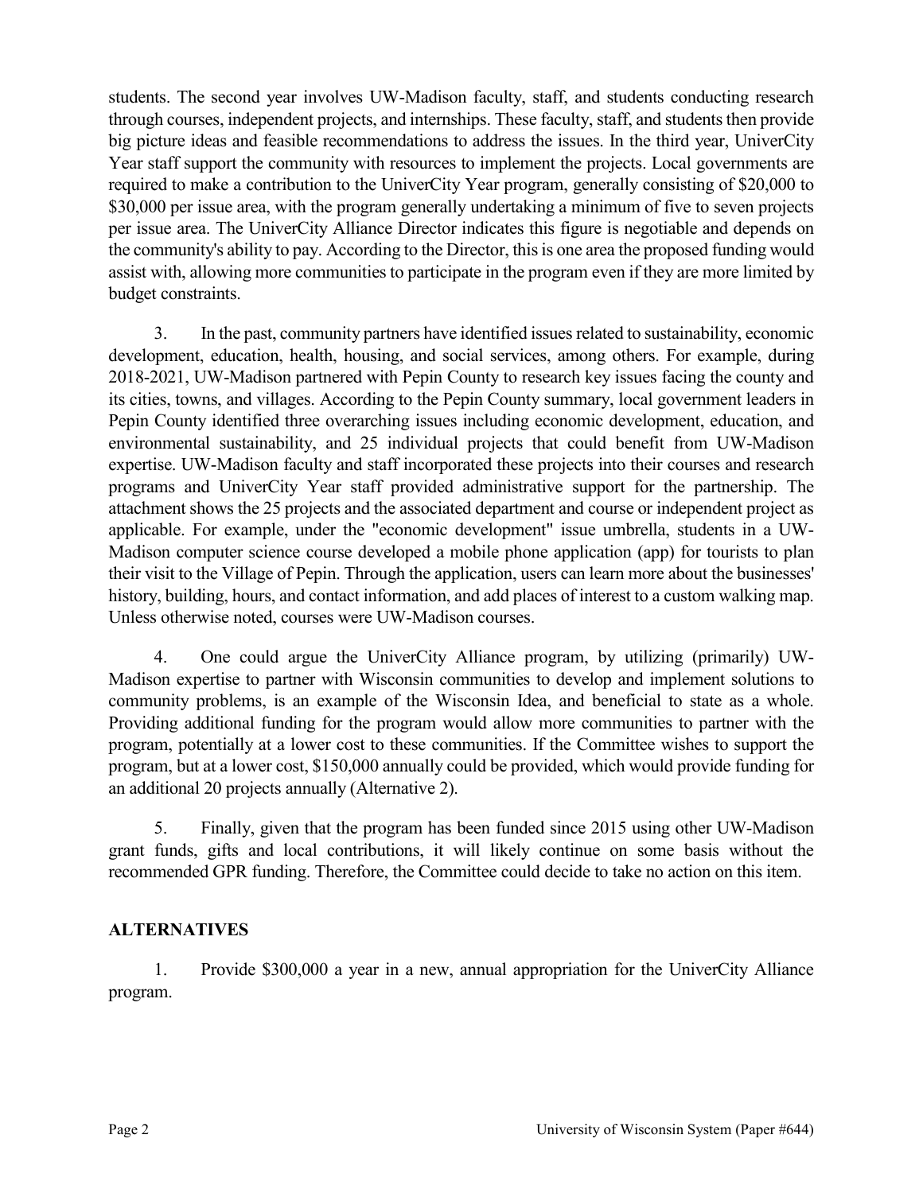students. The second year involves UW-Madison faculty, staff, and students conducting research through courses, independent projects, and internships. These faculty, staff, and students then provide big picture ideas and feasible recommendations to address the issues. In the third year, UniverCity Year staff support the community with resources to implement the projects. Local governments are required to make a contribution to the UniverCity Year program, generally consisting of $20,000 to $30,000 per issue area, with the program generally undertaking a minimum of five to seven projects per issue area. The UniverCity Alliance Director indicates this figure is negotiable and depends on the community's ability to pay. According to the Director, this is one area the proposed funding would assist with, allowing more communities to participate in the program even if they are more limited by budget constraints.

3. In the past, community partners have identified issues related to sustainability, economic development, education, health, housing, and social services, among others. For example, during 2018-2021, UW-Madison partnered with Pepin County to research key issues facing the county and its cities, towns, and villages. According to the Pepin County summary, local government leaders in Pepin County identified three overarching issues including economic development, education, and environmental sustainability, and 25 individual projects that could benefit from UW-Madison expertise. UW-Madison faculty and staff incorporated these projects into their courses and research programs and UniverCity Year staff provided administrative support for the partnership. The attachment shows the 25 projects and the associated department and course or independent project as applicable. For example, under the "economic development" issue umbrella, students in a UW-Madison computer science course developed a mobile phone application (app) for tourists to plan their visit to the Village of Pepin. Through the application, users can learn more about the businesses' history, building, hours, and contact information, and add places of interest to a custom walking map. Unless otherwise noted, courses were UW-Madison courses.

4. One could argue the UniverCity Alliance program, by utilizing (primarily) UW-Madison expertise to partner with Wisconsin communities to develop and implement solutions to community problems, is an example of the Wisconsin Idea, and beneficial to state as a whole. Providing additional funding for the program would allow more communities to partner with the program, potentially at a lower cost to these communities. If the Committee wishes to support the program, but at a lower cost, $150,000 annually could be provided, which would provide funding for an additional 20 projects annually (Alternative 2).

5. Finally, given that the program has been funded since 2015 using other UW-Madison grant funds, gifts and local contributions, it will likely continue on some basis without the recommended GPR funding. Therefore, the Committee could decide to take no action on this item.

## ALTERNATIVES

1. Provide $300,000 a year in a new, annual appropriation for the UniverCity Alliance program.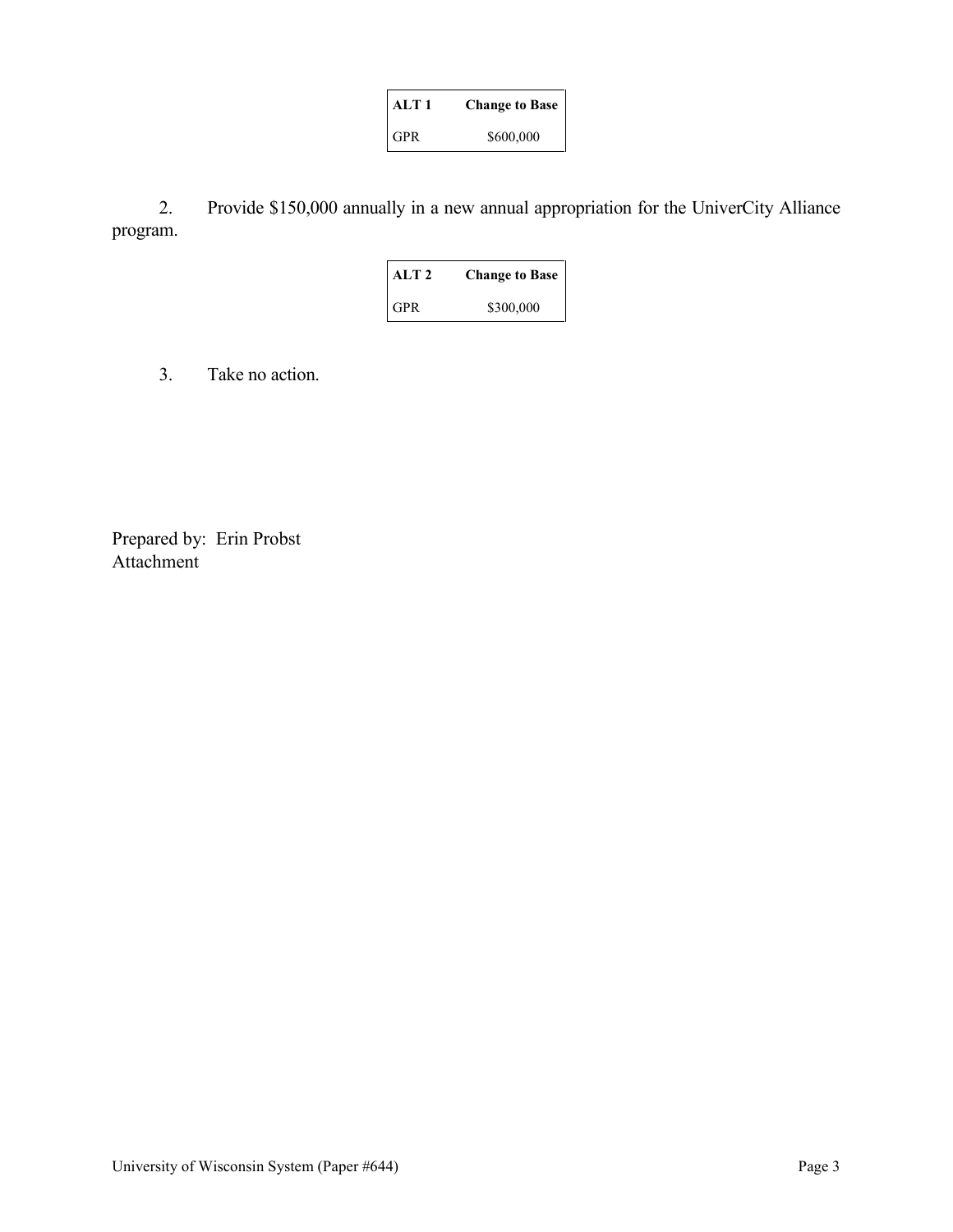| ALT 1 | Change to Base |
|---|---|
| GPR | $600,000 |

2. Provide $150,000 annually in a new annual appropriation for the UniverCity Alliance program.

| ALT 2 | Change to Base |
|---|---|
| GPR | $300,000 |

3. Take no action.

Prepared by: Erin Probst
Attachment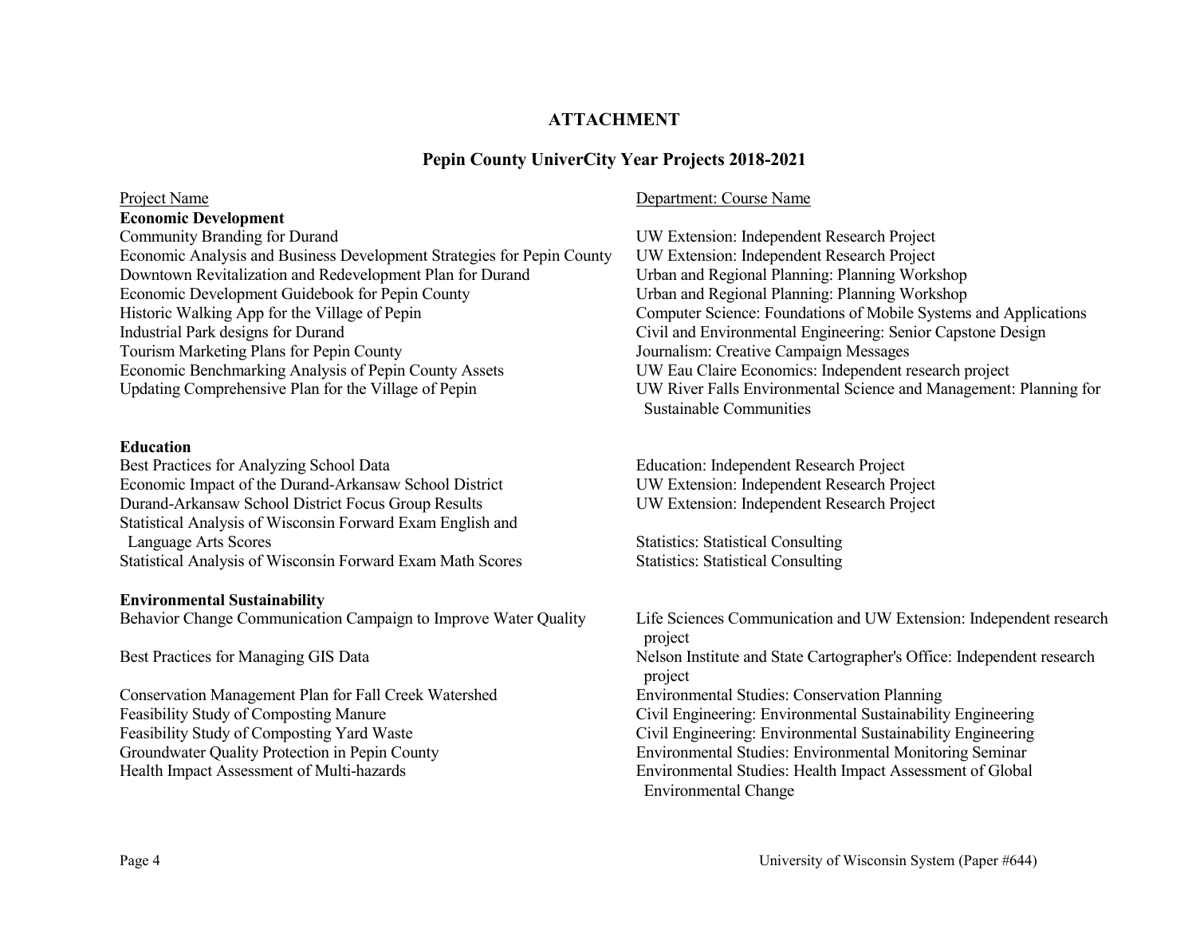**ATTACHMENT**

**Pepin County UniverCity Year Projects 2018-2021**

| Project Name | Department: Course Name |
| --- | --- |
| **Economic Development** | |
| Community Branding for Durand | UW Extension: Independent Research Project |
| Economic Analysis and Business Development Strategies for Pepin County | UW Extension: Independent Research Project |
| Downtown Revitalization and Redevelopment Plan for Durand | Urban and Regional Planning: Planning Workshop |
| Economic Development Guidebook for Pepin County | Urban and Regional Planning: Planning Workshop |
| Historic Walking App for the Village of Pepin | Computer Science: Foundations of Mobile Systems and Applications |
| Industrial Park designs for Durand | Civil and Environmental Engineering: Senior Capstone Design |
| Tourism Marketing Plans for Pepin County | Journalism: Creative Campaign Messages |
| Economic Benchmarking Analysis of Pepin County Assets | UW Eau Claire Economics: Independent research project |
| Updating Comprehensive Plan for the Village of Pepin | UW River Falls Environmental Science and Management: Planning for Sustainable Communities |
| **Education** | |
| Best Practices for Analyzing School Data | Education: Independent Research Project |
| Economic Impact of the Durand-Arkansaw School District | UW Extension: Independent Research Project |
| Durand-Arkansaw School District Focus Group Results | UW Extension: Independent Research Project |
| Statistical Analysis of Wisconsin Forward Exam English and Language Arts Scores | Statistics: Statistical Consulting |
| Statistical Analysis of Wisconsin Forward Exam Math Scores | Statistics: Statistical Consulting |
| **Environmental Sustainability** | |
| Behavior Change Communication Campaign to Improve Water Quality | Life Sciences Communication and UW Extension: Independent research project |
| Best Practices for Managing GIS Data | Nelson Institute and State Cartographer's Office: Independent research project |
| Conservation Management Plan for Fall Creek Watershed | Environmental Studies: Conservation Planning |
| Feasibility Study of Composting Manure | Civil Engineering: Environmental Sustainability Engineering |
| Feasibility Study of Composting Yard Waste | Civil Engineering: Environmental Sustainability Engineering |
| Groundwater Quality Protection in Pepin County | Environmental Studies: Environmental Monitoring Seminar |
| Health Impact Assessment of Multi-hazards | Environmental Studies: Health Impact Assessment of Global Environmental Change |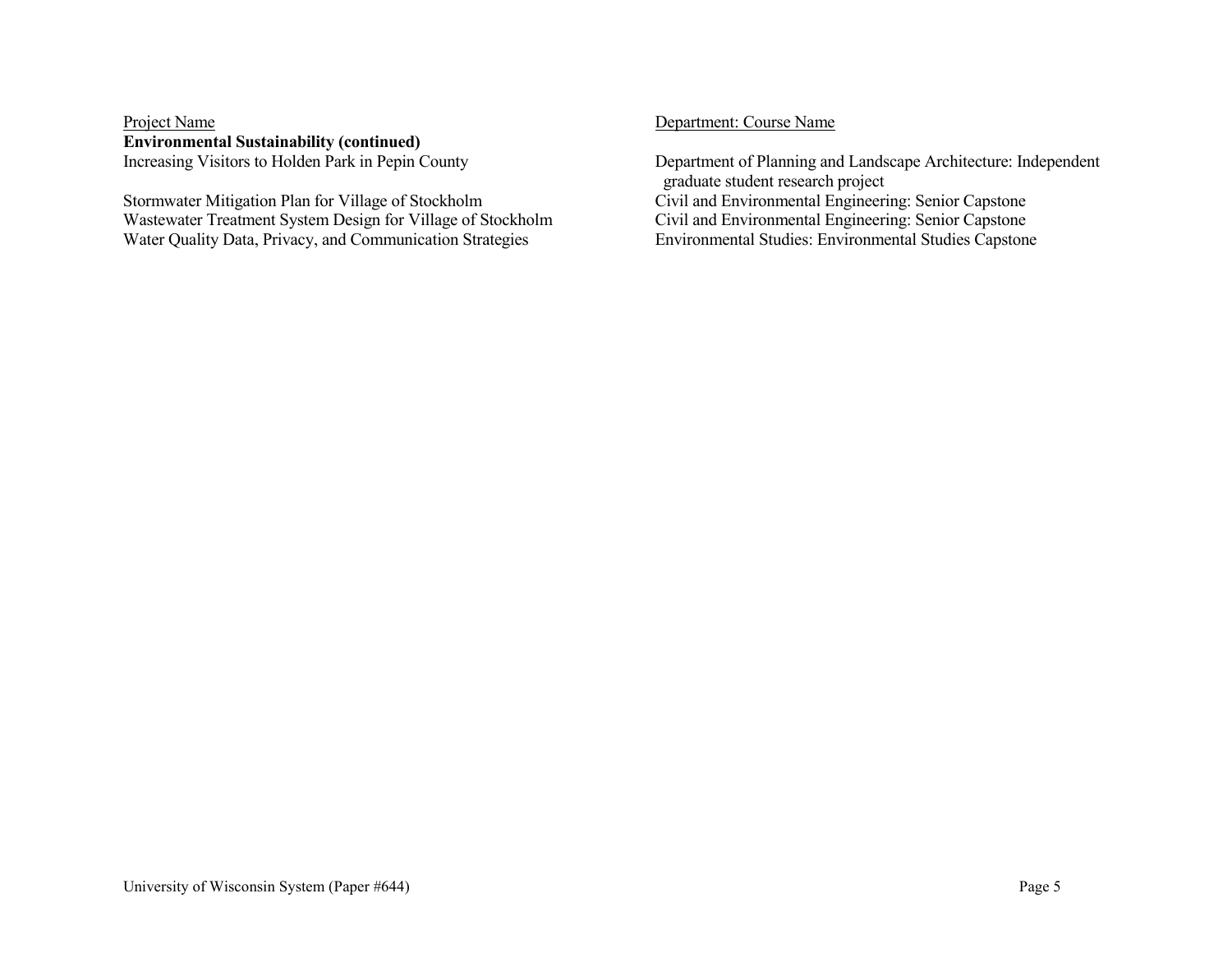| Project Name | Department: Course Name |
| --- | --- |
| **Environmental Sustainability (continued)** | |
| Increasing Visitors to Holden Park in Pepin County | Department of Planning and Landscape Architecture: Independent graduate student research project |
| Stormwater Mitigation Plan for Village of Stockholm | Civil and Environmental Engineering: Senior Capstone |
| Wastewater Treatment System Design for Village of Stockholm | Civil and Environmental Engineering: Senior Capstone |
| Water Quality Data, Privacy, and Communication Strategies | Environmental Studies: Environmental Studies Capstone |